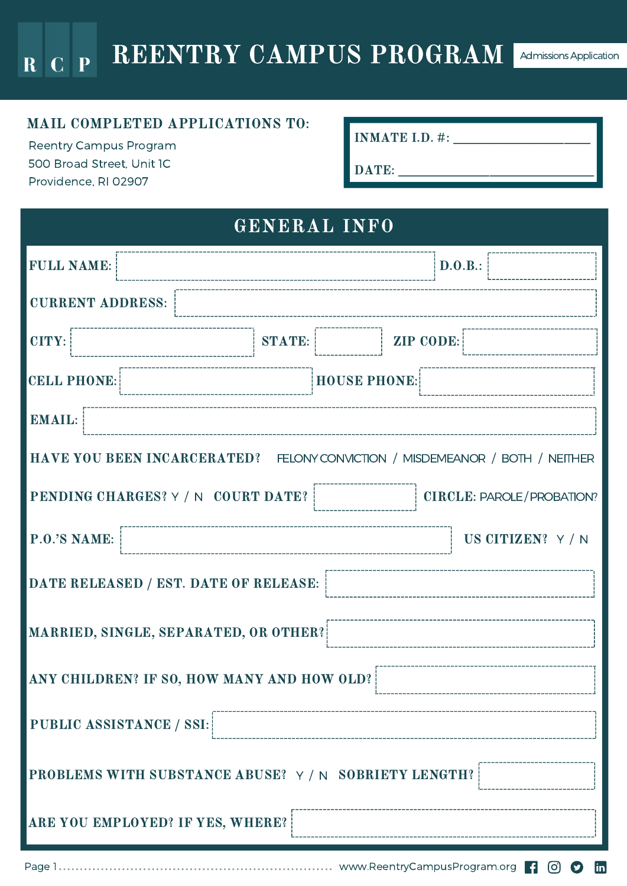# REENTRY CAMPUS PROGRAM

R C P

Admissions Application

**MAIL COMPLETED APPLICATIONS TO:**

Reentry Campus Program
500 Broad Street, Unit 1C
Providence, RI 02907

**INMATE I.D. #:** ____________________

**DATE:** ____________________

## GENERAL INFO

**FULL NAME:** ____________________ **D.O.B.:** ____________________

**CURRENT ADDRESS:** ____________________

**CITY:** ____________________ **STATE:** ____________________ **ZIP CODE:** ____________________

**CELL PHONE:** ____________________ **HOUSE PHONE:** ____________________

**EMAIL:** ____________________

**HAVE YOU BEEN INCARCERATED?** FELONY CONVICTION / MISDEMEANOR / BOTH / NEITHER

**PENDING CHARGES?** Y / N **COURT DATE?** ____________________ **CIRCLE:** PAROLE / PROBATION?

**P.O.'S NAME:** ____________________ **US CITIZEN?** Y / N

**DATE RELEASED / EST. DATE OF RELEASE:** ____________________

**MARRIED, SINGLE, SEPARATED, OR OTHER?** ____________________

**ANY CHILDREN? IF SO, HOW MANY AND HOW OLD?** ____________________

**PUBLIC ASSISTANCE / SSI:** ____________________

**PROBLEMS WITH SUBSTANCE ABUSE?** Y / N **SOBRIETY LENGTH?** ____________________

**ARE YOU EMPLOYED? IF YES, WHERE?** ____________________

www.ReentryCampusProgram.org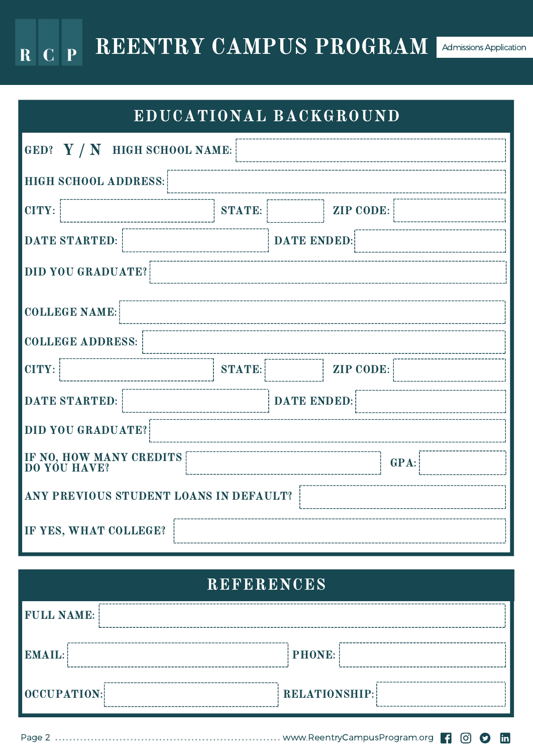# REENTRY CAMPUS PROGRAM

Admissions Application

## EDUCATIONAL BACKGROUND

GED? **Y / N** HIGH SCHOOL NAME:

HIGH SCHOOL ADDRESS:

CITY: STATE: ZIP CODE:

DATE STARTED: DATE ENDED:

DID YOU GRADUATE?

COLLEGE NAME:

COLLEGE ADDRESS:

CITY: STATE: ZIP CODE:

DATE STARTED: DATE ENDED:

DID YOU GRADUATE?

IF NO, HOW MANY CREDITS DO YOU HAVE? GPA:

ANY PREVIOUS STUDENT LOANS IN DEFAULT?

IF YES, WHAT COLLEGE?

## REFERENCES

FULL NAME:

EMAIL: PHONE:

OCCUPATION: RELATIONSHIP:

www.ReentryCampusProgram.org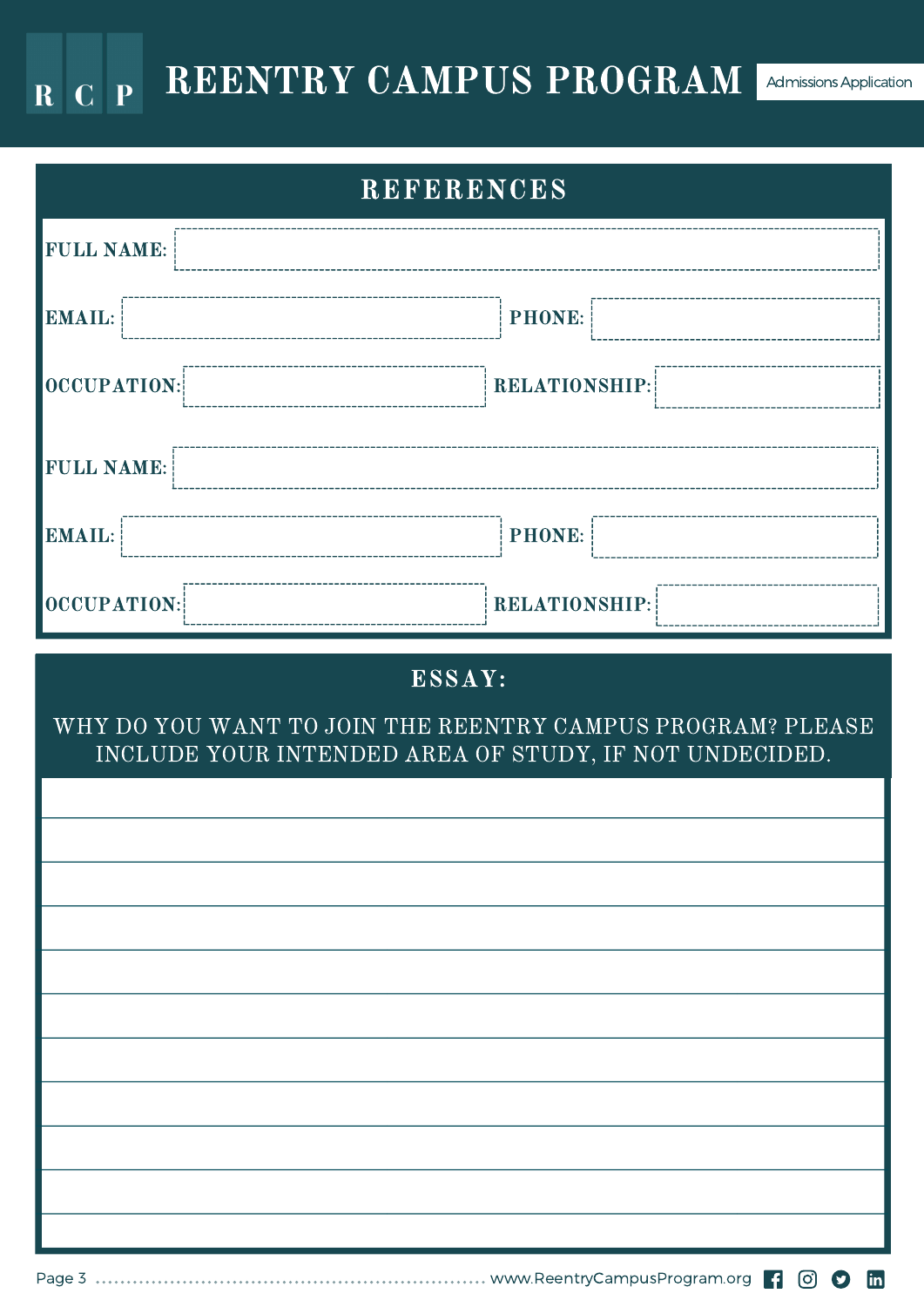# REENTRY CAMPUS PROGRAM

Admissions Application

## REFERENCES

**FULL NAME:**

**EMAIL:** 

**PHONE:**

**OCCUPATION:**

**RELATIONSHIP:**

**FULL NAME:**

**EMAIL:**

**PHONE:**

**OCCUPATION:**

**RELATIONSHIP:**

## ESSAY:

WHY DO YOU WANT TO JOIN THE REENTRY CAMPUS PROGRAM? PLEASE INCLUDE YOUR INTENDED AREA OF STUDY, IF NOT UNDECIDED.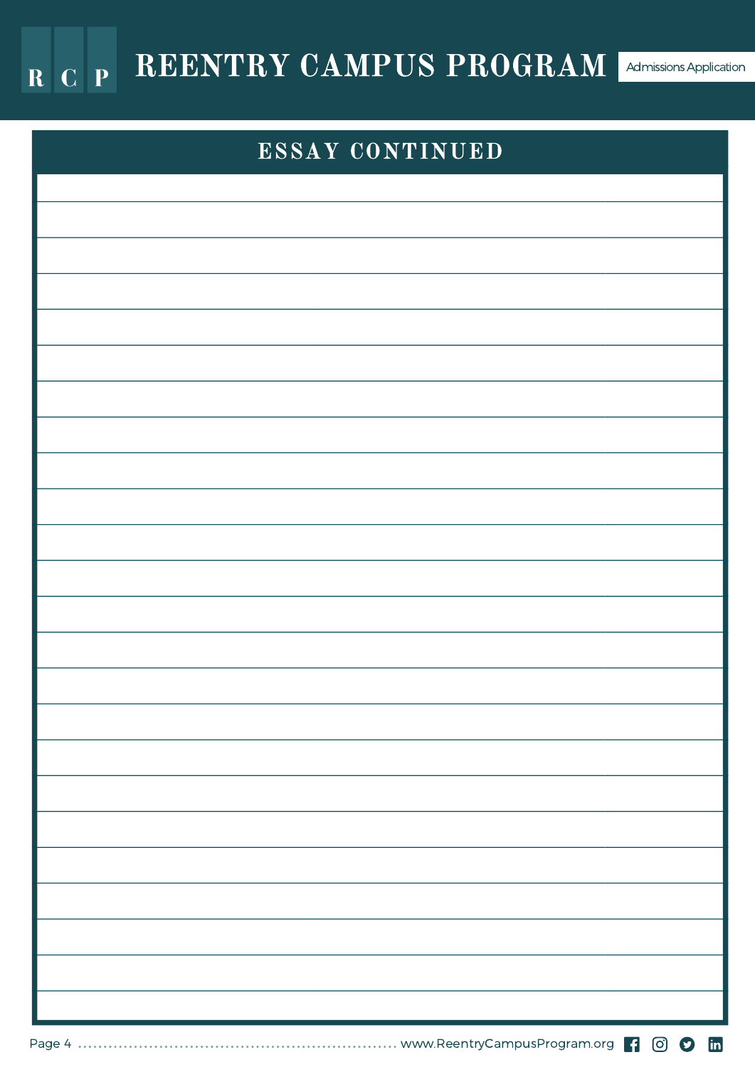## ESSAY CONTINUED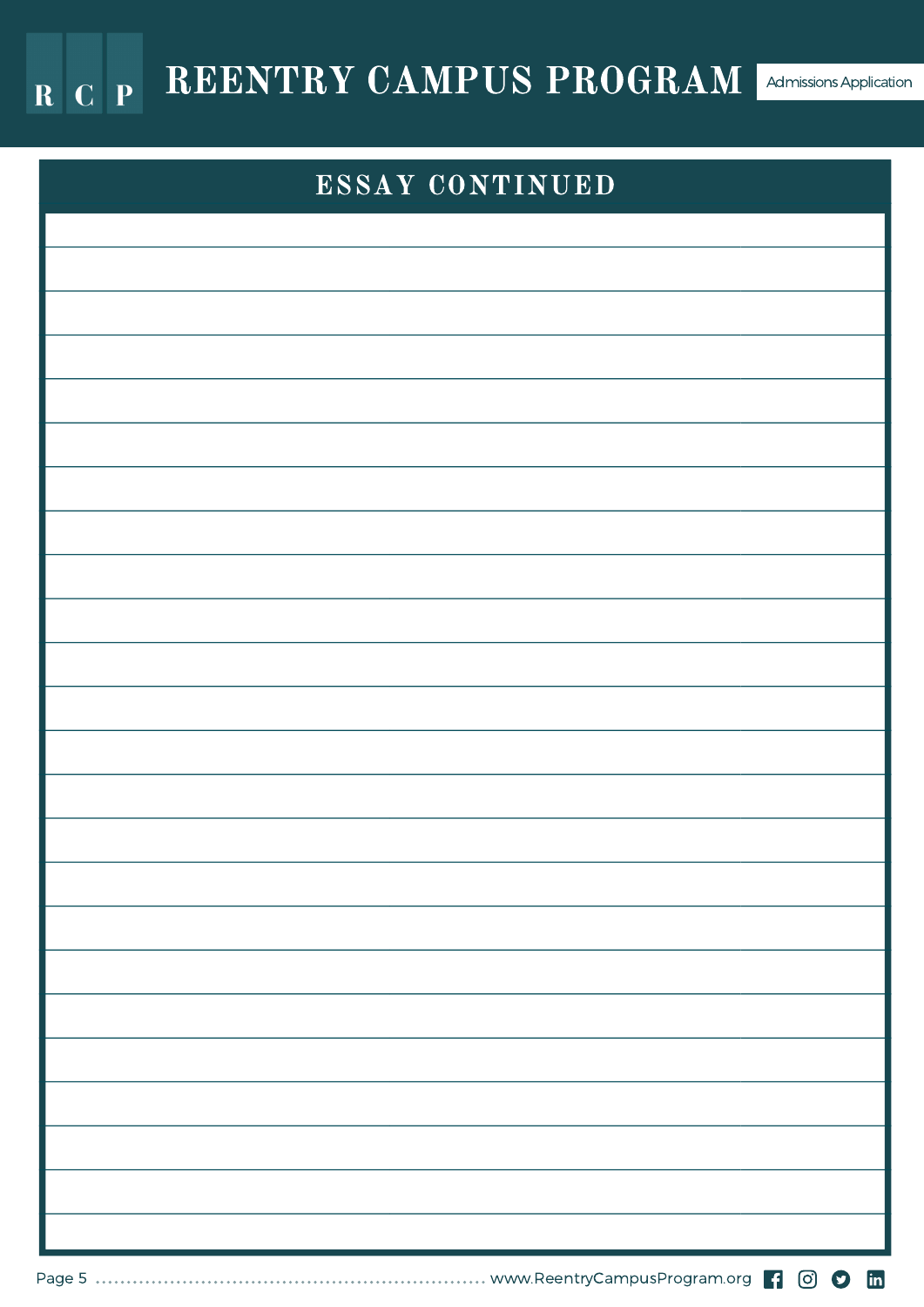## ESSAY CONTINUED